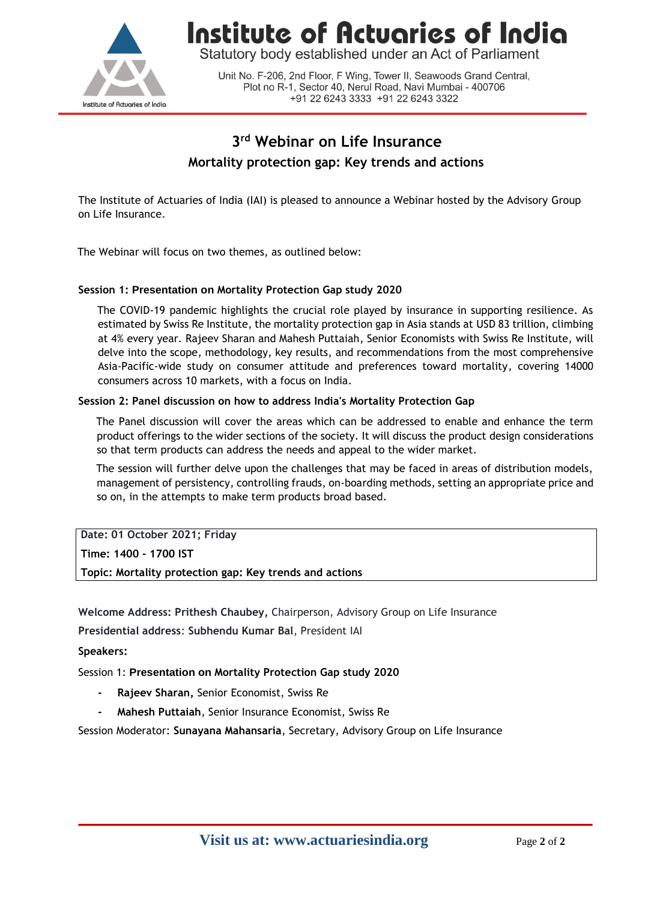# Institute of Actuaries of India

Statutory body established under an Act of Parliament

Unit No. F-206, 2nd Floor, F Wing, Tower II, Seawoods Grand Central, Plot no R-1, Sector 40, Nerul Road, Navi Mumbai - 400706
+91 22 6243 3333 +91 22 6243 3322

## 3rd Webinar on Life Insurance

### Mortality protection gap: Key trends and actions

The Institute of Actuaries of India (IAI) is pleased to announce a Webinar hosted by the Advisory Group on Life Insurance.

The Webinar will focus on two themes, as outlined below:

**Session 1: Presentation on Mortality Protection Gap study 2020**

The COVID-19 pandemic highlights the crucial role played by insurance in supporting resilience. As estimated by Swiss Re Institute, the mortality protection gap in Asia stands at USD 83 trillion, climbing at 4% every year. Rajeev Sharan and Mahesh Puttaiah, Senior Economists with Swiss Re Institute, will delve into the scope, methodology, key results, and recommendations from the most comprehensive Asia-Pacific-wide study on consumer attitude and preferences toward mortality, covering 14000 consumers across 10 markets, with a focus on India.

**Session 2: Panel discussion on how to address India's Mortality Protection Gap**

The Panel discussion will cover the areas which can be addressed to enable and enhance the term product offerings to the wider sections of the society. It will discuss the product design considerations so that term products can address the needs and appeal to the wider market.

The session will further delve upon the challenges that may be faced in areas of distribution models, management of persistency, controlling frauds, on-boarding methods, setting an appropriate price and so on, in the attempts to make term products broad based.

**Date: 01 October 2021; Friday**

**Time: 1400 - 1700 IST**

**Topic: Mortality protection gap: Key trends and actions**

**Welcome Address: Prithesh Chaubey,** Chairperson, Advisory Group on Life Insurance

**Presidential address**: **Subhendu Kumar Bal**, President IAI

**Speakers:**

Session 1: **Presentation on Mortality Protection Gap study 2020**

- **Rajeev Sharan,** Senior Economist, Swiss Re
- **Mahesh Puttaiah**, Senior Insurance Economist, Swiss Re

Session Moderator: **Sunayana Mahansaria**, Secretary, Advisory Group on Life Insurance

**Visit us at: www.actuariesindia.org**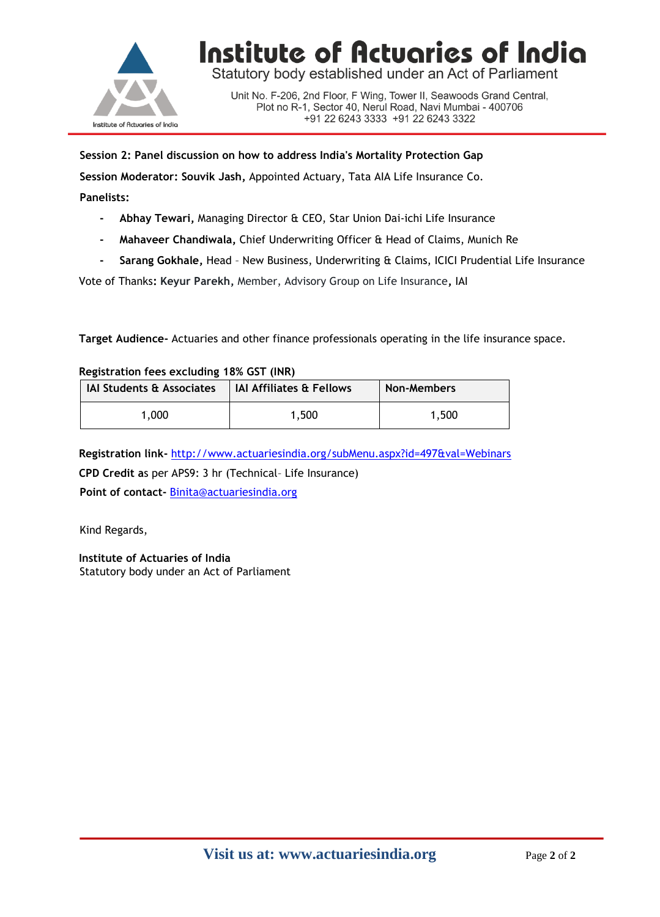**Session 2: Panel discussion on how to address India's Mortality Protection Gap**

**Session Moderator: Souvik Jash,** Appointed Actuary, Tata AIA Life Insurance Co.

**Panelists:**

- **Abhay Tewari,** Managing Director & CEO, Star Union Dai-ichi Life Insurance
- **Mahaveer Chandiwala,** Chief Underwriting Officer & Head of Claims, Munich Re
- **Sarang Gokhale,** Head – New Business, Underwriting & Claims, ICICI Prudential Life Insurance

Vote of Thanks: **Keyur Parekh,** Member, Advisory Group on Life Insurance, IAI

**Target Audience-** Actuaries and other finance professionals operating in the life insurance space.

**Registration fees excluding 18% GST (INR)**

| IAI Students & Associates | IAI Affiliates & Fellows | Non-Members |
|---|---|---|
| 1,000 | 1,500 | 1,500 |

**Registration link-** http://www.actuariesindia.org/subMenu.aspx?id=497&val=Webinars

**CPD Credit as** per APS9: 3 hr (Technical– Life Insurance)

**Point of contact-** Binita@actuariesindia.org

Kind Regards,

**Institute of Actuaries of India**
Statutory body under an Act of Parliament